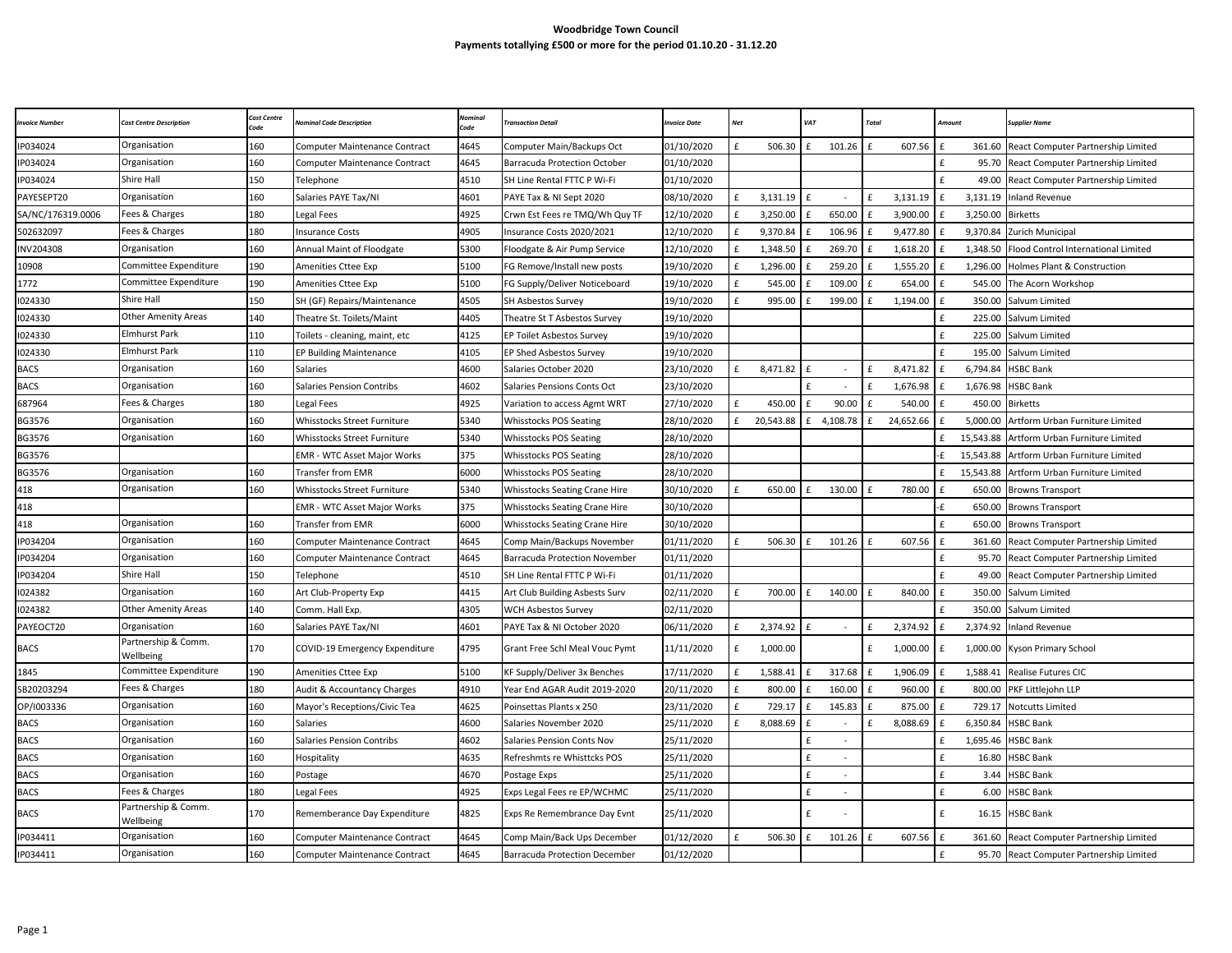# Woodbridge Town Council

## Payments totallying £500 or more for the period 01.10.20 - 31.12.20

| Invoice Number | Cost Centre Description | Cost Centre Code | Nominal Code Description | Nominal Code | Transaction Detail | Invoice Date | Net | VAT | Total | Amount | Supplier Name |
|---|---|---|---|---|---|---|---|---|---|---|---|
| IP034024 | Organisation | 160 | Computer Maintenance Contract | 4645 | Computer Main/Backups Oct | 01/10/2020 | £ 506.30 | £ 101.26 | £ 607.56 | £ 361.60 | React Computer Partnership Limited |
| IP034024 | Organisation | 160 | Computer Maintenance Contract | 4645 | Barracuda Protection October | 01/10/2020 | | | | £ 95.70 | React Computer Partnership Limited |
| IP034024 | Shire Hall | 150 | Telephone | 4510 | SH Line Rental FTTC P Wi-Fi | 01/10/2020 | | | | £ 49.00 | React Computer Partnership Limited |
| PAYESEPT20 | Organisation | 160 | Salaries PAYE Tax/NI | 4601 | PAYE Tax & NI Sept 2020 | 08/10/2020 | £ 3,131.19 | £ - | £ 3,131.19 | £ 3,131.19 | Inland Revenue |
| SA/NC/176319.0006 | Fees & Charges | 180 | Legal Fees | 4925 | Crwn Est Fees re TMQ/Wh Quy TF | 12/10/2020 | £ 3,250.00 | £ 650.00 | £ 3,900.00 | £ 3,250.00 | Birketts |
| 502632097 | Fees & Charges | 180 | Insurance Costs | 4905 | Insurance Costs 2020/2021 | 12/10/2020 | £ 9,370.84 | £ 106.96 | £ 9,477.80 | £ 9,370.84 | Zurich Municipal |
| INV204308 | Organisation | 160 | Annual Maint of Floodgate | 5300 | Floodgate & Air Pump Service | 12/10/2020 | £ 1,348.50 | £ 269.70 | £ 1,618.20 | £ 1,348.50 | Flood Control International Limited |
| 10908 | Committee Expenditure | 190 | Amenities Cttee Exp | 5100 | FG Remove/Install new posts | 19/10/2020 | £ 1,296.00 | £ 259.20 | £ 1,555.20 | £ 1,296.00 | Holmes Plant & Construction |
| 1772 | Committee Expenditure | 190 | Amenities Cttee Exp | 5100 | FG Supply/Deliver Noticeboard | 19/10/2020 | £ 545.00 | £ 109.00 | £ 654.00 | £ 545.00 | The Acorn Workshop |
| I024330 | Shire Hall | 150 | SH (GF) Repairs/Maintenance | 4505 | SH Asbestos Survey | 19/10/2020 | £ 995.00 | £ 199.00 | £ 1,194.00 | £ 350.00 | Salvum Limited |
| I024330 | Other Amenity Areas | 140 | Theatre St. Toilets/Maint | 4405 | Theatre St T Asbestos Survey | 19/10/2020 | | | | £ 225.00 | Salvum Limited |
| I024330 | Elmhurst Park | 110 | Toilets - cleaning, maint, etc | 4125 | EP Toilet Asbestos Survey | 19/10/2020 | | | | £ 225.00 | Salvum Limited |
| I024330 | Elmhurst Park | 110 | EP Building Maintenance | 4105 | EP Shed Asbestos Survey | 19/10/2020 | | | | £ 195.00 | Salvum Limited |
| BACS | Organisation | 160 | Salaries | 4600 | Salaries October 2020 | 23/10/2020 | £ 8,471.82 | £ - | £ 8,471.82 | £ 6,794.84 | HSBC Bank |
| BACS | Organisation | 160 | Salaries Pension Contribs | 4602 | Salaries Pensions Conts Oct | 23/10/2020 | | £ - | £ 1,676.98 | £ 1,676.98 | HSBC Bank |
| 687964 | Fees & Charges | 180 | Legal Fees | 4925 | Variation to access Agmt WRT | 27/10/2020 | £ 450.00 | £ 90.00 | £ 540.00 | £ 450.00 | Birketts |
| BG3576 | Organisation | 160 | Whisstocks Street Furniture | 5340 | Whisstocks POS Seating | 28/10/2020 | £ 20,543.88 | £ 4,108.78 | £ 24,652.66 | £ 5,000.00 | Artform Urban Furniture Limited |
| BG3576 | Organisation | 160 | Whisstocks Street Furniture | 5340 | Whisstocks POS Seating | 28/10/2020 | | | | £ 15,543.88 | Artform Urban Furniture Limited |
| BG3576 | | | EMR - WTC Asset Major Works | 375 | Whisstocks POS Seating | 28/10/2020 | | | | -£ 15,543.88 | Artform Urban Furniture Limited |
| BG3576 | Organisation | 160 | Transfer from EMR | 6000 | Whisstocks POS Seating | 28/10/2020 | | | | £ 15,543.88 | Artform Urban Furniture Limited |
| 418 | Organisation | 160 | Whisstocks Street Furniture | 5340 | Whisstocks Seating Crane Hire | 30/10/2020 | £ 650.00 | £ 130.00 | £ 780.00 | £ 650.00 | Browns Transport |
| 418 | | | EMR - WTC Asset Major Works | 375 | Whisstocks Seating Crane Hire | 30/10/2020 | | | | -£ 650.00 | Browns Transport |
| 418 | Organisation | 160 | Transfer from EMR | 6000 | Whisstocks Seating Crane Hire | 30/10/2020 | | | | £ 650.00 | Browns Transport |
| IP034204 | Organisation | 160 | Computer Maintenance Contract | 4645 | Comp Main/Backups November | 01/11/2020 | £ 506.30 | £ 101.26 | £ 607.56 | £ 361.60 | React Computer Partnership Limited |
| IP034204 | Organisation | 160 | Computer Maintenance Contract | 4645 | Barracuda Protection November | 01/11/2020 | | | | £ 95.70 | React Computer Partnership Limited |
| IP034204 | Shire Hall | 150 | Telephone | 4510 | SH Line Rental FTTC P Wi-Fi | 01/11/2020 | | | | £ 49.00 | React Computer Partnership Limited |
| I024382 | Organisation | 160 | Art Club-Property Exp | 4415 | Art Club Building Asbests Surv | 02/11/2020 | £ 700.00 | £ 140.00 | £ 840.00 | £ 350.00 | Salvum Limited |
| I024382 | Other Amenity Areas | 140 | Comm. Hall Exp. | 4305 | WCH Asbestos Survey | 02/11/2020 | | | | £ 350.00 | Salvum Limited |
| PAYEOCT20 | Organisation | 160 | Salaries PAYE Tax/NI | 4601 | PAYE Tax & NI October 2020 | 06/11/2020 | £ 2,374.92 | £ - | £ 2,374.92 | £ 2,374.92 | Inland Revenue |
| BACS | Partnership & Comm. Wellbeing | 170 | COVID-19 Emergency Expenditure | 4795 | Grant Free Schl Meal Vouc Pymt | 11/11/2020 | £ 1,000.00 | | £ 1,000.00 | £ 1,000.00 | Kyson Primary School |
| 1845 | Committee Expenditure | 190 | Amenities Cttee Exp | 5100 | KF Supply/Deliver 3x Benches | 17/11/2020 | £ 1,588.41 | £ 317.68 | £ 1,906.09 | £ 1,588.41 | Realise Futures CIC |
| SB20203294 | Fees & Charges | 180 | Audit & Accountancy Charges | 4910 | Year End AGAR Audit 2019-2020 | 20/11/2020 | £ 800.00 | £ 160.00 | £ 960.00 | £ 800.00 | PKF Littlejohn LLP |
| OP/I003336 | Organisation | 160 | Mayor's Receptions/Civic Tea | 4625 | Poinsettas Plants x 250 | 23/11/2020 | £ 729.17 | £ 145.83 | £ 875.00 | £ 729.17 | Notcutts Limited |
| BACS | Organisation | 160 | Salaries | 4600 | Salaries November 2020 | 25/11/2020 | £ 8,088.69 | £ - | £ 8,088.69 | £ 6,350.84 | HSBC Bank |
| BACS | Organisation | 160 | Salaries Pension Contribs | 4602 | Salaries Pension Conts Nov | 25/11/2020 | | £ - | | £ 1,695.46 | HSBC Bank |
| BACS | Organisation | 160 | Hospitality | 4635 | Refreshmts re Whisttcks POS | 25/11/2020 | | £ - | | £ 16.80 | HSBC Bank |
| BACS | Organisation | 160 | Postage | 4670 | Postage Exps | 25/11/2020 | | £ - | | £ 3.44 | HSBC Bank |
| BACS | Fees & Charges | 180 | Legal Fees | 4925 | Exps Legal Fees re EP/WCHMC | 25/11/2020 | | £ - | | £ 6.00 | HSBC Bank |
| BACS | Partnership & Comm. Wellbeing | 170 | Rememberance Day Expenditure | 4825 | Exps Re Remembrance Day Evnt | 25/11/2020 | | £ - | | £ 16.15 | HSBC Bank |
| IP034411 | Organisation | 160 | Computer Maintenance Contract | 4645 | Comp Main/Back Ups December | 01/12/2020 | £ 506.30 | £ 101.26 | £ 607.56 | £ 361.60 | React Computer Partnership Limited |
| IP034411 | Organisation | 160 | Computer Maintenance Contract | 4645 | Barracuda Protection December | 01/12/2020 | | | | £ 95.70 | React Computer Partnership Limited |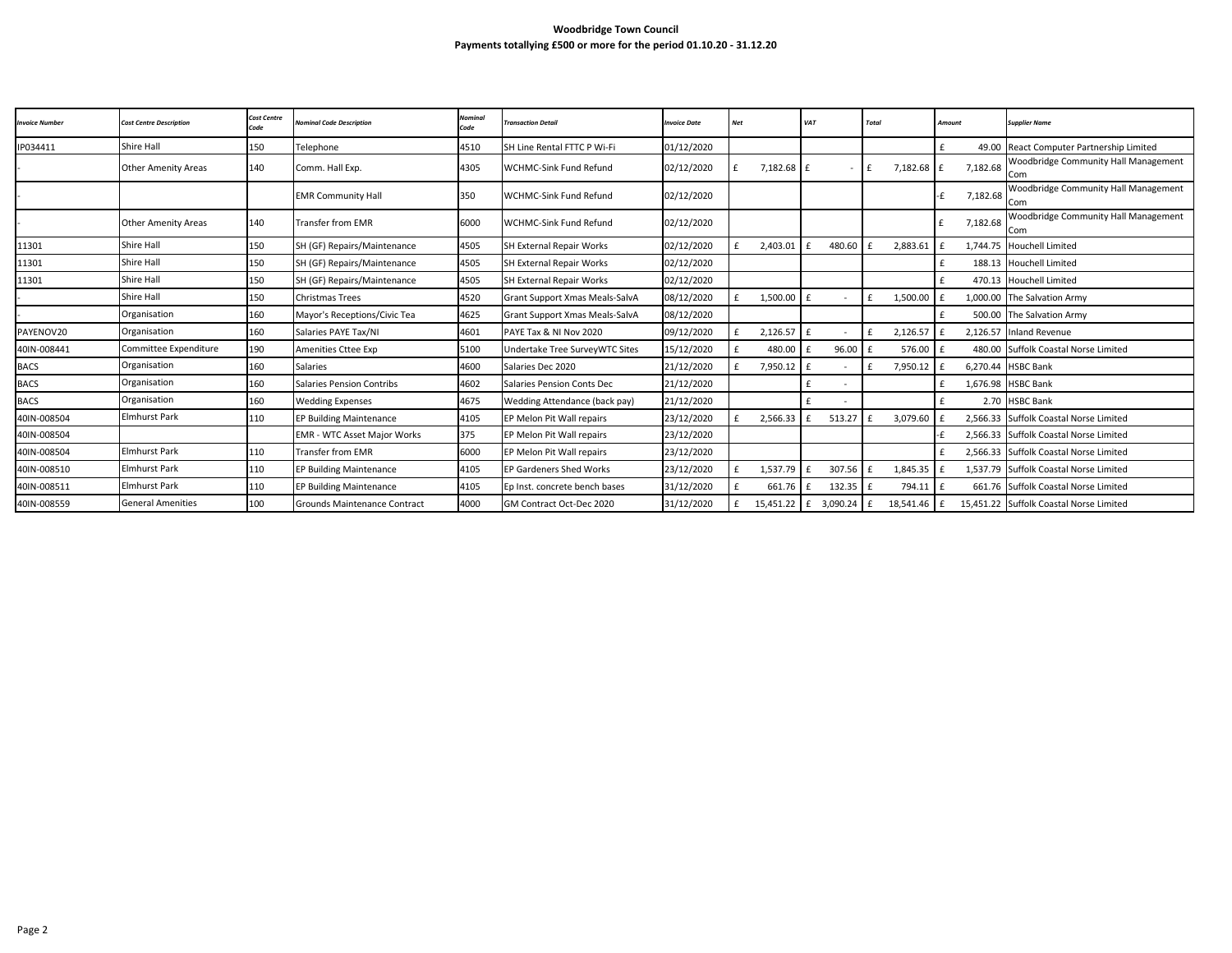**Woodbridge Town Council**

**Payments totallying £500 or more for the period 01.10.20 - 31.12.20**

| Invoice Number | Cost Centre Description | Cost Centre Code | Nominal Code Description | Nominal Code | Transaction Detail | Invoice Date | Net | VAT | Total | Amount | Supplier Name |
|---|---|---|---|---|---|---|---|---|---|---|---|
| IP034411 | Shire Hall | 150 | Telephone | 4510 | SH Line Rental FTTC P Wi-Fi | 01/12/2020 | | | | £ 49.00 | React Computer Partnership Limited |
| - | Other Amenity Areas | 140 | Comm. Hall Exp. | 4305 | WCHMC-Sink Fund Refund | 02/12/2020 | £ 7,182.68 | £ - | £ 7,182.68 | £ 7,182.68 | Woodbridge Community Hall Management Com |
| - | | | EMR Community Hall | 350 | WCHMC-Sink Fund Refund | 02/12/2020 | | | | -£ 7,182.68 | Woodbridge Community Hall Management Com |
| - | Other Amenity Areas | 140 | Transfer from EMR | 6000 | WCHMC-Sink Fund Refund | 02/12/2020 | | | | £ 7,182.68 | Woodbridge Community Hall Management Com |
| 11301 | Shire Hall | 150 | SH (GF) Repairs/Maintenance | 4505 | SH External Repair Works | 02/12/2020 | £ 2,403.01 | £ 480.60 | £ 2,883.61 | £ 1,744.75 | Houchell Limited |
| 11301 | Shire Hall | 150 | SH (GF) Repairs/Maintenance | 4505 | SH External Repair Works | 02/12/2020 | | | | £ 188.13 | Houchell Limited |
| 11301 | Shire Hall | 150 | SH (GF) Repairs/Maintenance | 4505 | SH External Repair Works | 02/12/2020 | | | | £ 470.13 | Houchell Limited |
| - | Shire Hall | 150 | Christmas Trees | 4520 | Grant Support Xmas Meals-SalvA | 08/12/2020 | £ 1,500.00 | £ - | £ 1,500.00 | £ 1,000.00 | The Salvation Army |
| - | Organisation | 160 | Mayor's Receptions/Civic Tea | 4625 | Grant Support Xmas Meals-SalvA | 08/12/2020 | | | | £ 500.00 | The Salvation Army |
| PAYENOV20 | Organisation | 160 | Salaries PAYE Tax/NI | 4601 | PAYE Tax & NI Nov 2020 | 09/12/2020 | £ 2,126.57 | £ - | £ 2,126.57 | £ 2,126.57 | Inland Revenue |
| 40IN-008441 | Committee Expenditure | 190 | Amenities Cttee Exp | 5100 | Undertake Tree SurveyWTC Sites | 15/12/2020 | £ 480.00 | £ 96.00 | £ 576.00 | £ 480.00 | Suffolk Coastal Norse Limited |
| BACS | Organisation | 160 | Salaries | 4600 | Salaries Dec 2020 | 21/12/2020 | £ 7,950.12 | £ - | £ 7,950.12 | £ 6,270.44 | HSBC Bank |
| BACS | Organisation | 160 | Salaries Pension Contribs | 4602 | Salaries Pension Conts Dec | 21/12/2020 | | £ - | | £ 1,676.98 | HSBC Bank |
| BACS | Organisation | 160 | Wedding Expenses | 4675 | Wedding Attendance (back pay) | 21/12/2020 | | £ - | | £ 2.70 | HSBC Bank |
| 40IN-008504 | Elmhurst Park | 110 | EP Building Maintenance | 4105 | EP Melon Pit Wall repairs | 23/12/2020 | £ 2,566.33 | £ 513.27 | £ 3,079.60 | £ 2,566.33 | Suffolk Coastal Norse Limited |
| 40IN-008504 | | | EMR - WTC Asset Major Works | 375 | EP Melon Pit Wall repairs | 23/12/2020 | | | | -£ 2,566.33 | Suffolk Coastal Norse Limited |
| 40IN-008504 | Elmhurst Park | 110 | Transfer from EMR | 6000 | EP Melon Pit Wall repairs | 23/12/2020 | | | | £ 2,566.33 | Suffolk Coastal Norse Limited |
| 40IN-008510 | Elmhurst Park | 110 | EP Building Maintenance | 4105 | EP Gardeners Shed Works | 23/12/2020 | £ 1,537.79 | £ 307.56 | £ 1,845.35 | £ 1,537.79 | Suffolk Coastal Norse Limited |
| 40IN-008511 | Elmhurst Park | 110 | EP Building Maintenance | 4105 | Ep Inst. concrete bench bases | 31/12/2020 | £ 661.76 | £ 132.35 | £ 794.11 | £ 661.76 | Suffolk Coastal Norse Limited |
| 40IN-008559 | General Amenities | 100 | Grounds Maintenance Contract | 4000 | GM Contract Oct-Dec 2020 | 31/12/2020 | £ 15,451.22 | £ 3,090.24 | £ 18,541.46 | £ 15,451.22 | Suffolk Coastal Norse Limited |